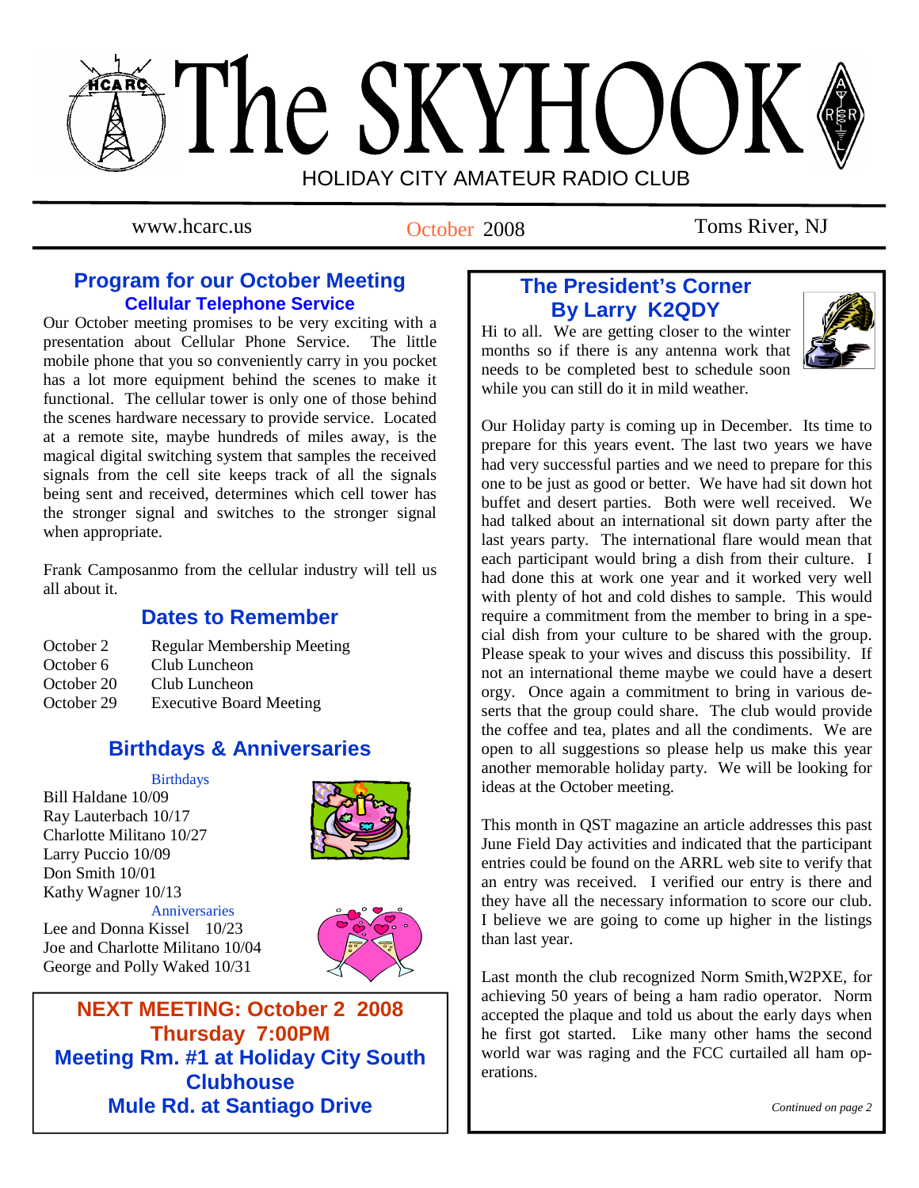# The SKYHOOK

HOLIDAY CITY AMATEUR RADIO CLUB

www.hcarc.us — October 2008 — Toms River, NJ

## Program for our October Meeting

### Cellular Telephone Service

Our October meeting promises to be very exciting with a presentation about Cellular Phone Service. The little mobile phone that you so conveniently carry in you pocket has a lot more equipment behind the scenes to make it functional. The cellular tower is only one of those behind the scenes hardware necessary to provide service. Located at a remote site, maybe hundreds of miles away, is the magical digital switching system that samples the received signals from the cell site keeps track of all the signals being sent and received, determines which cell tower has the stronger signal and switches to the stronger signal when appropriate.

Frank Camposanmo from the cellular industry will tell us all about it.

## Dates to Remember

| | |
|---|---|
| October 2 | Regular Membership Meeting |
| October 6 | Club Luncheon |
| October 20 | Club Luncheon |
| October 29 | Executive Board Meeting |

## Birthdays & Anniversaries

**Birthdays**

Bill Haldane 10/09
Ray Lauterbach 10/17
Charlotte Militano 10/27
Larry Puccio 10/09
Don Smith 10/01
Kathy Wagner 10/13

**Anniversaries**

Lee and Donna Kissel 10/23
Joe and Charlotte Militano 10/04
George and Polly Waked 10/31

**NEXT MEETING: October 2 2008**
**Thursday 7:00PM**
**Meeting Rm. #1 at Holiday City South Clubhouse**
**Mule Rd. at Santiago Drive**

## The President's Corner
### By Larry K2QDY

Hi to all. We are getting closer to the winter months so if there is any antenna work that needs to be completed best to schedule soon while you can still do it in mild weather.

Our Holiday party is coming up in December. Its time to prepare for this years event. The last two years we have had very successful parties and we need to prepare for this one to be just as good or better. We have had sit down hot buffet and desert parties. Both were well received. We had talked about an international sit down party after the last years party. The international flare would mean that each participant would bring a dish from their culture. I had done this at work one year and it worked very well with plenty of hot and cold dishes to sample. This would require a commitment from the member to bring in a special dish from your culture to be shared with the group. Please speak to your wives and discuss this possibility. If not an international theme maybe we could have a desert orgy. Once again a commitment to bring in various deserts that the group could share. The club would provide the coffee and tea, plates and all the condiments. We are open to all suggestions so please help us make this year another memorable holiday party. We will be looking for ideas at the October meeting.

This month in QST magazine an article addresses this past June Field Day activities and indicated that the participant entries could be found on the ARRL web site to verify that an entry was received. I verified our entry is there and they have all the necessary information to score our club. I believe we are going to come up higher in the listings than last year.

Last month the club recognized Norm Smith,W2PXE, for achieving 50 years of being a ham radio operator. Norm accepted the plaque and told us about the early days when he first got started. Like many other hams the second world war was raging and the FCC curtailed all ham operations.

*Continued on page 2*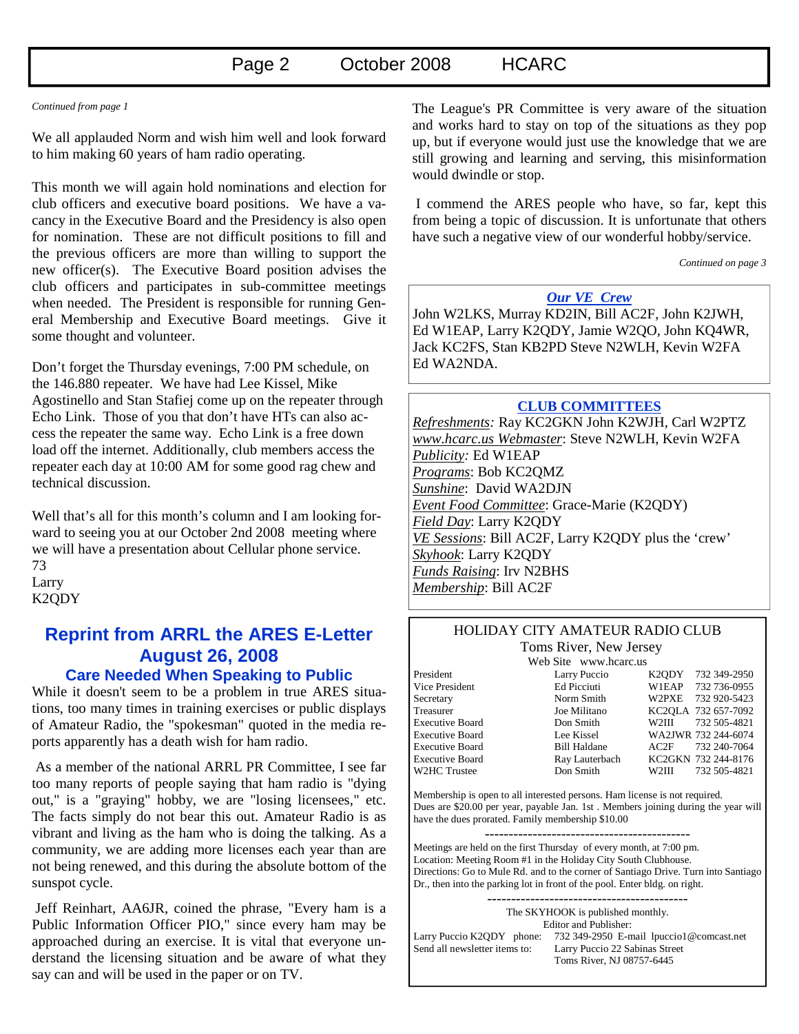*Continued from page 1*

We all applauded Norm and wish him well and look forward to him making 60 years of ham radio operating.

This month we will again hold nominations and election for club officers and executive board positions. We have a vacancy in the Executive Board and the Presidency is also open for nomination. These are not difficult positions to fill and the previous officers are more than willing to support the new officer(s). The Executive Board position advises the club officers and participates in sub-committee meetings when needed. The President is responsible for running General Membership and Executive Board meetings. Give it some thought and volunteer.

Don't forget the Thursday evenings, 7:00 PM schedule, on the 146.880 repeater. We have had Lee Kissel, Mike Agostinello and Stan Stafiej come up on the repeater through Echo Link. Those of you that don't have HTs can also access the repeater the same way. Echo Link is a free down load off the internet. Additionally, club members access the repeater each day at 10:00 AM for some good rag chew and technical discussion.

Well that's all for this month's column and I am looking forward to seeing you at our October 2nd 2008 meeting where we will have a presentation about Cellular phone service.
73
Larry
K2QDY

## Reprint from ARRL the ARES E-Letter August 26, 2008

### Care Needed When Speaking to Public

While it doesn't seem to be a problem in true ARES situations, too many times in training exercises or public displays of Amateur Radio, the "spokesman" quoted in the media reports apparently has a death wish for ham radio.

As a member of the national ARRL PR Committee, I see far too many reports of people saying that ham radio is "dying out," is a "graying" hobby, we are "losing licensees," etc. The facts simply do not bear this out. Amateur Radio is as vibrant and living as the ham who is doing the talking. As a community, we are adding more licenses each year than are not being renewed, and this during the absolute bottom of the sunspot cycle.

Jeff Reinhart, AA6JR, coined the phrase, "Every ham is a Public Information Officer PIO," since every ham may be approached during an exercise. It is vital that everyone understand the licensing situation and be aware of what they say can and will be used in the paper or on TV.

The League's PR Committee is very aware of the situation and works hard to stay on top of the situations as they pop up, but if everyone would just use the knowledge that we are still growing and learning and serving, this misinformation would dwindle or stop.

I commend the ARES people who have, so far, kept this from being a topic of discussion. It is unfortunate that others have such a negative view of our wonderful hobby/service.

*Continued on page 3*

### *Our VE Crew*

John W2LKS, Murray KD2IN, Bill AC2F, John K2JWH, Ed W1EAP, Larry K2QDY, Jamie W2QO, John KQ4WR, Jack KC2FS, Stan KB2PD Steve N2WLH, Kevin W2FA Ed WA2NDA.

### CLUB COMMITTEES

*Refreshments:* Ray KC2GKN John K2WJH, Carl W2PTZ
www.hcarc.us Webmaster: Steve N2WLH, Kevin W2FA
Publicity: Ed W1EAP
Programs: Bob KC2QMZ
Sunshine: David WA2DJN
*Event Food Committee*: Grace-Marie (K2QDY)
*Field Day*: Larry K2QDY
*VE Sessions*: Bill AC2F, Larry K2QDY plus the 'crew'
Skyhook: Larry K2QDY
Funds Raising: Irv N2BHS
Membership: Bill AC2F

### HOLIDAY CITY AMATEUR RADIO CLUB

Toms River, New Jersey
Web Site www.hcarc.us

| Position | Name | Call | Phone |
|---|---|---|---|
| President | Larry Puccio | K2QDY | 732 349-2950 |
| Vice President | Ed Picciuti | W1EAP | 732 736-0955 |
| Secretary | Norm Smith | W2PXE | 732 920-5423 |
| Treasurer | Joe Militano | KC2QLA | 732 657-7092 |
| Executive Board | Don Smith | W2III | 732 505-4821 |
| Executive Board | Lee Kissel | WA2JWR | 732 244-6074 |
| Executive Board | Bill Haldane | AC2F | 732 240-7064 |
| Executive Board | Ray Lauterbach | KC2GKN | 732 244-8176 |
| W2HC Trustee | Don Smith | W2III | 732 505-4821 |

Membership is open to all interested persons. Ham license is not required. Dues are $20.00 per year, payable Jan. 1st . Members joining during the year will have the dues prorated. Family membership $10.00

---

Meetings are held on the first Thursday of every month, at 7:00 pm.
Location: Meeting Room #1 in the Holiday City South Clubhouse.
Directions: Go to Mule Rd. and to the corner of Santiago Drive. Turn into Santiago Dr., then into the parking lot in front of the pool. Enter bldg. on right.

---

The SKYHOOK is published monthly.
Editor and Publisher:
Larry Puccio K2QDY phone: 732 349-2950 E-mail lpuccio1@comcast.net
Send all newsletter items to: Larry Puccio 22 Sabinas Street
Toms River, NJ 08757-6445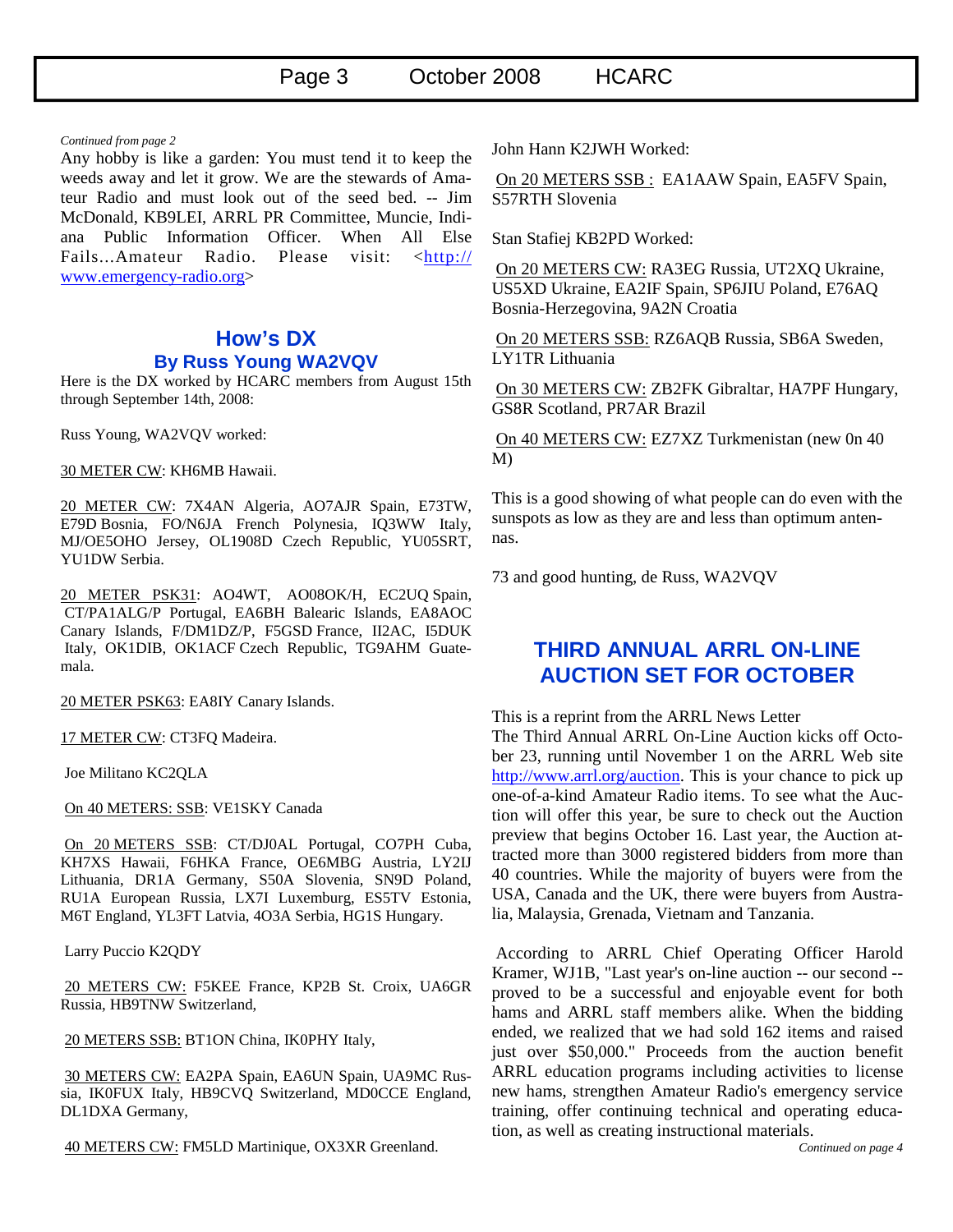*Continued from page 2*

Any hobby is like a garden: You must tend it to keep the weeds away and let it grow. We are the stewards of Amateur Radio and must look out of the seed bed. -- Jim McDonald, KB9LEI, ARRL PR Committee, Muncie, Indiana Public Information Officer. When All Else Fails...Amateur Radio. Please visit: <http://www.emergency-radio.org>

## How's DX

### By Russ Young WA2VQV

Here is the DX worked by HCARC members from August 15th through September 14th, 2008:

Russ Young, WA2VQV worked:

30 METER CW: KH6MB Hawaii.

20 METER CW: 7X4AN Algeria, AO7AJR Spain, E73TW, E79D Bosnia, FO/N6JA French Polynesia, IQ3WW Italy, MJ/OE5OHO Jersey, OL1908D Czech Republic, YU05SRT, YU1DW Serbia.

20 METER PSK31: AO4WT, AO08OK/H, EC2UQ Spain, CT/PA1ALG/P Portugal, EA6BH Balearic Islands, EA8AOC Canary Islands, F/DM1DZ/P, F5GSD France, II2AC, I5DUK Italy, OK1DIB, OK1ACF Czech Republic, TG9AHM Guatemala.

20 METER PSK63: EA8IY Canary Islands.

17 METER CW: CT3FQ Madeira.

Joe Militano KC2QLA

On 40 METERS: SSB: VE1SKY Canada

On 20 METERS SSB: CT/DJ0AL Portugal, CO7PH Cuba, KH7XS Hawaii, F6HKA France, OE6MBG Austria, LY2IJ Lithuania, DR1A Germany, S50A Slovenia, SN9D Poland, RU1A European Russia, LX7I Luxemburg, ES5TV Estonia, M6T England, YL3FT Latvia, 4O3A Serbia, HG1S Hungary.

Larry Puccio K2QDY

20 METERS CW: F5KEE France, KP2B St. Croix, UA6GR Russia, HB9TNW Switzerland,

20 METERS SSB: BT1ON China, IK0PHY Italy,

30 METERS CW: EA2PA Spain, EA6UN Spain, UA9MC Russia, IK0FUX Italy, HB9CVQ Switzerland, MD0CCE England, DL1DXA Germany,

40 METERS CW: FM5LD Martinique, OX3XR Greenland.

John Hann K2JWH Worked:

On 20 METERS SSB : EA1AAW Spain, EA5FV Spain, S57RTH Slovenia

Stan Stafiej KB2PD Worked:

On 20 METERS CW: RA3EG Russia, UT2XQ Ukraine, US5XD Ukraine, EA2IF Spain, SP6JIU Poland, E76AQ Bosnia-Herzegovina, 9A2N Croatia

On 20 METERS SSB: RZ6AQB Russia, SB6A Sweden, LY1TR Lithuania

On 30 METERS CW: ZB2FK Gibraltar, HA7PF Hungary, GS8R Scotland, PR7AR Brazil

On 40 METERS CW: EZ7XZ Turkmenistan (new 0n 40 M)

This is a good showing of what people can do even with the sunspots as low as they are and less than optimum antennas.

73 and good hunting, de Russ, WA2VQV

## THIRD ANNUAL ARRL ON-LINE AUCTION SET FOR OCTOBER

This is a reprint from the ARRL News Letter

The Third Annual ARRL On-Line Auction kicks off October 23, running until November 1 on the ARRL Web site http://www.arrl.org/auction. This is your chance to pick up one-of-a-kind Amateur Radio items. To see what the Auction will offer this year, be sure to check out the Auction preview that begins October 16. Last year, the Auction attracted more than 3000 registered bidders from more than 40 countries. While the majority of buyers were from the USA, Canada and the UK, there were buyers from Australia, Malaysia, Grenada, Vietnam and Tanzania.

According to ARRL Chief Operating Officer Harold Kramer, WJ1B, "Last year's on-line auction -- our second -- proved to be a successful and enjoyable event for both hams and ARRL staff members alike. When the bidding ended, we realized that we had sold 162 items and raised just over $50,000." Proceeds from the auction benefit ARRL education programs including activities to license new hams, strengthen Amateur Radio's emergency service training, offer continuing technical and operating education, as well as creating instructional materials.

*Continued on page 4*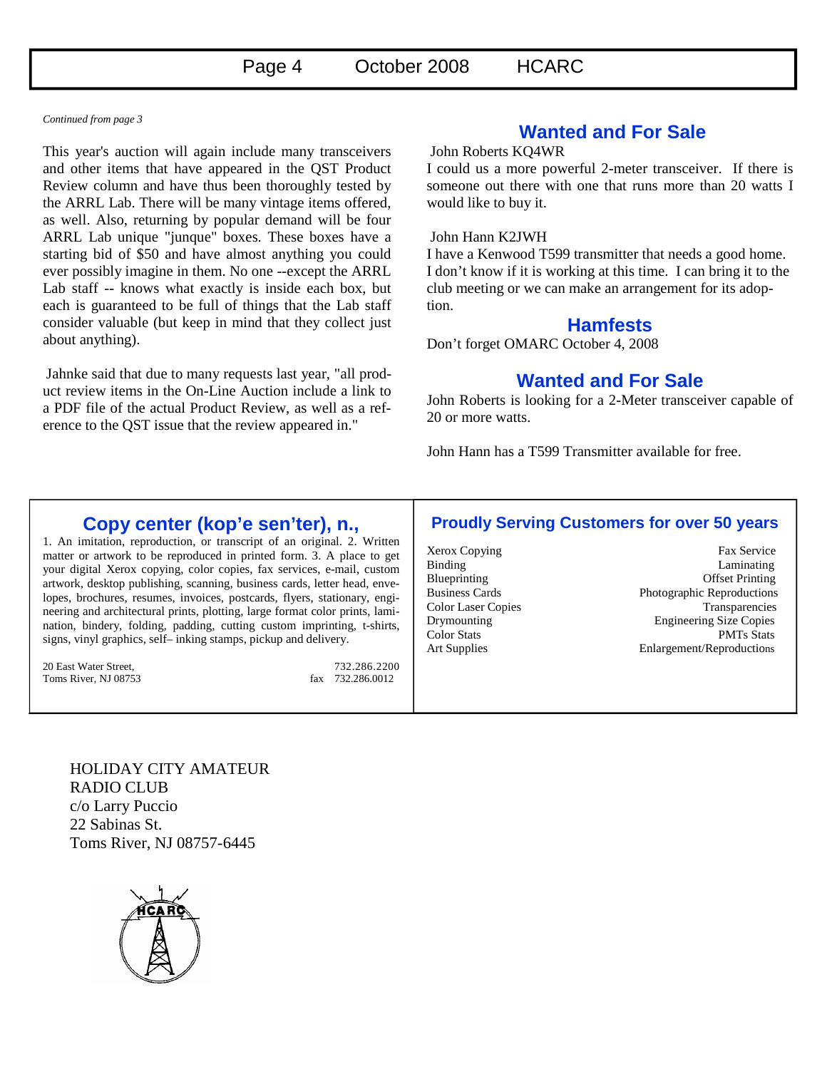*Continued from page 3*

This year's auction will again include many transceivers and other items that have appeared in the QST Product Review column and have thus been thoroughly tested by the ARRL Lab. There will be many vintage items offered, as well. Also, returning by popular demand will be four ARRL Lab unique "junque" boxes. These boxes have a starting bid of $50 and have almost anything you could ever possibly imagine in them. No one --except the ARRL Lab staff -- knows what exactly is inside each box, but each is guaranteed to be full of things that the Lab staff consider valuable (but keep in mind that they collect just about anything).

Jahnke said that due to many requests last year, "all product review items in the On-Line Auction include a link to a PDF file of the actual Product Review, as well as a reference to the QST issue that the review appeared in."

## Wanted and For Sale

John Roberts KQ4WR

I could us a more powerful 2-meter transceiver. If there is someone out there with one that runs more than 20 watts I would like to buy it.

John Hann K2JWH

I have a Kenwood T599 transmitter that needs a good home. I don't know if it is working at this time. I can bring it to the club meeting or we can make an arrangement for its adoption.

## Hamfests

Don't forget OMARC October 4, 2008

## Wanted and For Sale

John Roberts is looking for a 2-Meter transceiver capable of 20 or more watts.

John Hann has a T599 Transmitter available for free.

### Copy center (kop'e sen'ter), n.,

1. An imitation, reproduction, or transcript of an original. 2. Written matter or artwork to be reproduced in printed form. 3. A place to get your digital Xerox copying, color copies, fax services, e-mail, custom artwork, desktop publishing, scanning, business cards, letter head, envelopes, brochures, resumes, invoices, postcards, flyers, stationary, engineering and architectural prints, plotting, large format color prints, lamination, bindery, folding, padding, cutting custom imprinting, t-shirts, signs, vinyl graphics, self– inking stamps, pickup and delivery.

20 East Water Street,
Toms River, NJ 08753

732.286.2200
fax 732.286.0012

### Proudly Serving Customers for over 50 years

| | |
|---|---|
| Xerox Copying | Fax Service |
| Binding | Laminating |
| Blueprinting | Offset Printing |
| Business Cards | Photographic Reproductions |
| Color Laser Copies | Transparencies |
| Drymounting | Engineering Size Copies |
| Color Stats | PMTs Stats |
| Art Supplies | Enlargement/Reproductions |

HOLIDAY CITY AMATEUR RADIO CLUB
c/o Larry Puccio
22 Sabinas St.
Toms River, NJ 08757-6445

HCARC